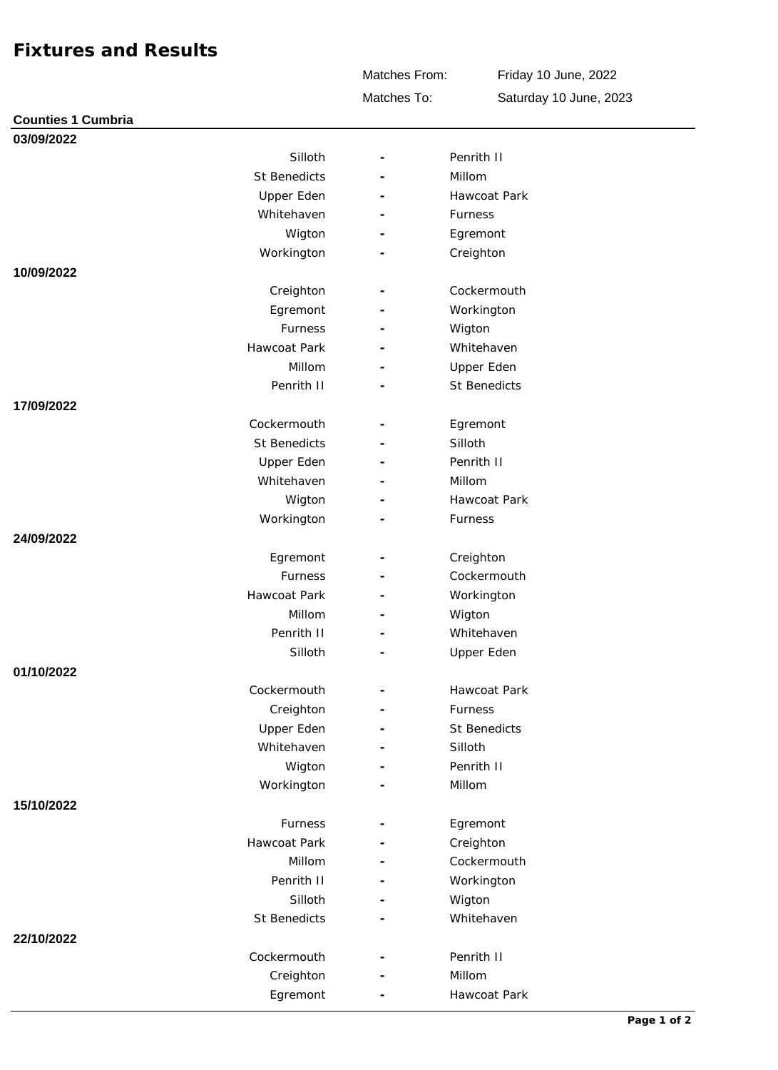# Fixtures and Results

| | |
|---|---|
| Matches From: | Friday 10 June, 2022 |
| Matches To: | Saturday 10 June, 2023 |

## Counties 1 Cumbria

**03/09/2022**

| Home | | Away |
|---|---|---|
| Silloth | - | Penrith II |
| St Benedicts | - | Millom |
| Upper Eden | - | Hawcoat Park |
| Whitehaven | - | Furness |
| Wigton | - | Egremont |
| Workington | - | Creighton |

**10/09/2022**

| Home | | Away |
|---|---|---|
| Creighton | - | Cockermouth |
| Egremont | - | Workington |
| Furness | - | Wigton |
| Hawcoat Park | - | Whitehaven |
| Millom | - | Upper Eden |
| Penrith II | - | St Benedicts |

**17/09/2022**

| Home | | Away |
|---|---|---|
| Cockermouth | - | Egremont |
| St Benedicts | - | Silloth |
| Upper Eden | - | Penrith II |
| Whitehaven | - | Millom |
| Wigton | - | Hawcoat Park |
| Workington | - | Furness |

**24/09/2022**

| Home | | Away |
|---|---|---|
| Egremont | - | Creighton |
| Furness | - | Cockermouth |
| Hawcoat Park | - | Workington |
| Millom | - | Wigton |
| Penrith II | - | Whitehaven |
| Silloth | - | Upper Eden |

**01/10/2022**

| Home | | Away |
|---|---|---|
| Cockermouth | - | Hawcoat Park |
| Creighton | - | Furness |
| Upper Eden | - | St Benedicts |
| Whitehaven | - | Silloth |
| Wigton | - | Penrith II |
| Workington | - | Millom |

**15/10/2022**

| Home | | Away |
|---|---|---|
| Furness | - | Egremont |
| Hawcoat Park | - | Creighton |
| Millom | - | Cockermouth |
| Penrith II | - | Workington |
| Silloth | - | Wigton |
| St Benedicts | - | Whitehaven |

**22/10/2022**

| Home | | Away |
|---|---|---|
| Cockermouth | - | Penrith II |
| Creighton | - | Millom |
| Egremont | - | Hawcoat Park |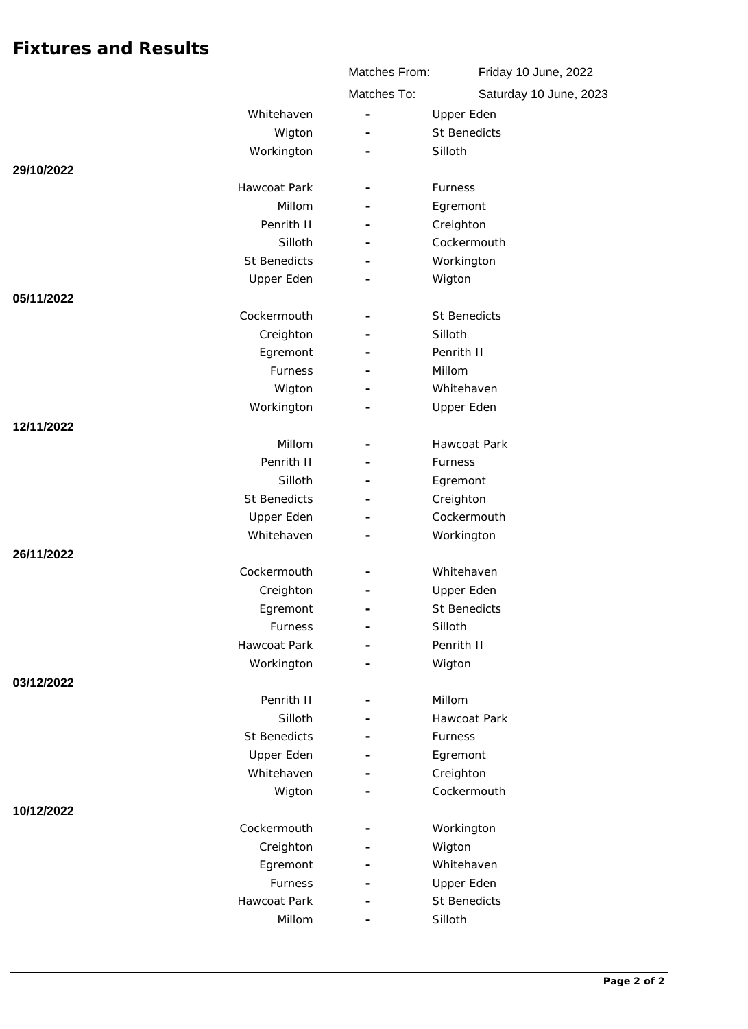# Fixtures and Results

| | | |
|---|---|---|
| Matches From: | Friday 10 June, 2022 | |
| Matches To: | Saturday 10 June, 2023 | |

| Date | Home | | Away |
|---|---|---|---|
| | Whitehaven | - | Upper Eden |
| | Wigton | - | St Benedicts |
| | Workington | - | Silloth |
| **29/10/2022** | | | |
| | Hawcoat Park | - | Furness |
| | Millom | - | Egremont |
| | Penrith II | - | Creighton |
| | Silloth | - | Cockermouth |
| | St Benedicts | - | Workington |
| | Upper Eden | - | Wigton |
| **05/11/2022** | | | |
| | Cockermouth | - | St Benedicts |
| | Creighton | - | Silloth |
| | Egremont | - | Penrith II |
| | Furness | - | Millom |
| | Wigton | - | Whitehaven |
| | Workington | - | Upper Eden |
| **12/11/2022** | | | |
| | Millom | - | Hawcoat Park |
| | Penrith II | - | Furness |
| | Silloth | - | Egremont |
| | St Benedicts | - | Creighton |
| | Upper Eden | - | Cockermouth |
| | Whitehaven | - | Workington |
| **26/11/2022** | | | |
| | Cockermouth | - | Whitehaven |
| | Creighton | - | Upper Eden |
| | Egremont | - | St Benedicts |
| | Furness | - | Silloth |
| | Hawcoat Park | - | Penrith II |
| | Workington | - | Wigton |
| **03/12/2022** | | | |
| | Penrith II | - | Millom |
| | Silloth | - | Hawcoat Park |
| | St Benedicts | - | Furness |
| | Upper Eden | - | Egremont |
| | Whitehaven | - | Creighton |
| | Wigton | - | Cockermouth |
| **10/12/2022** | | | |
| | Cockermouth | - | Workington |
| | Creighton | - | Wigton |
| | Egremont | - | Whitehaven |
| | Furness | - | Upper Eden |
| | Hawcoat Park | - | St Benedicts |
| | Millom | - | Silloth |